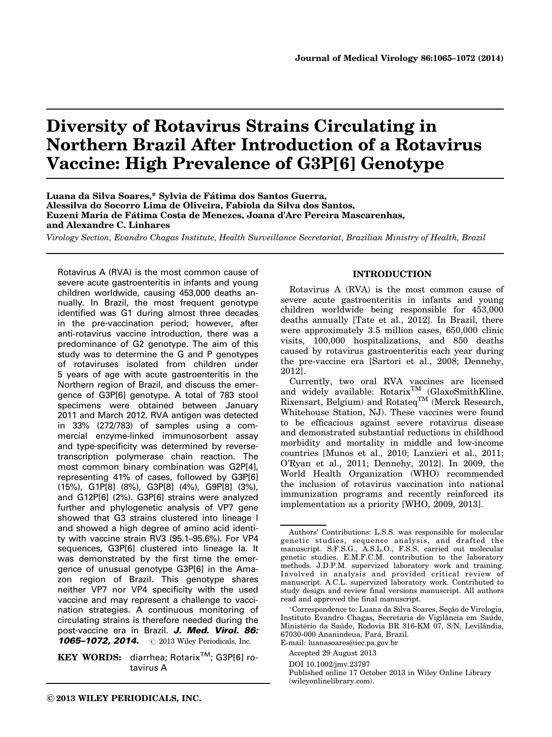# Diversity of Rotavirus Strains Circulating in Northern Brazil After Introduction of a Rotavirus Vaccine: High Prevalence of G3P[6] Genotype

**Luana da Silva Soares,* Sylvia de Fátima dos Santos Guerra, Alessilva do Socorro Lima de Oliveira, Fabiola da Silva dos Santos, Euzeni Maria de Fátima Costa de Menezes, Joana d'Arc Pereira Mascarenhas, and Alexandre C. Linhares**

*Virology Section, Evandro Chagas Institute, Health Surveillance Secretariat, Brazilian Ministry of Health, Brazil*

Rotavirus A (RVA) is the most common cause of severe acute gastroenteritis in infants and young children worldwide, causing 453,000 deaths annually. In Brazil, the most frequent genotype identified was G1 during almost three decades in the pre-vaccination period; however, after anti-rotavirus vaccine introduction, there was a predominance of G2 genotype. The aim of this study was to determine the G and P genotypes of rotaviruses isolated from children under 5 years of age with acute gastroenteritis in the Northern region of Brazil, and discuss the emergence of G3P[6] genotype. A total of 783 stool specimens were obtained between January 2011 and March 2012. RVA antigen was detected in 33% (272/783) of samples using a commercial enzyme-linked immunosorbent assay and type-specificity was determined by reverse-transcription polymerase chain reaction. The most common binary combination was G2P[4], representing 41% of cases, followed by G3P[6] (15%), G1P[8] (8%), G3P[8] (4%), G9P[8] (3%), and G12P[6] (2%). G3P[6] strains were analyzed further and phylogenetic analysis of VP7 gene showed that G3 strains clustered into lineage I and showed a high degree of amino acid identity with vaccine strain RV3 (95.1–95.6%). For VP4 sequences, G3P[6] clustered into lineage Ia. It was demonstrated by the first time the emergence of unusual genotype G3P[6] in the Amazon region of Brazil. This genotype shares neither VP7 nor VP4 specificity with the used vaccine and may represent a challenge to vaccination strategies. A continuous monitoring of circulating strains is therefore needed during the post-vaccine era in Brazil. ***J. Med. Virol. 86: 1065–1072, 2014.*** © 2013 Wiley Periodicals, Inc.

**KEY WORDS:** diarrhea; Rotarix™; G3P[6] rotavirus A

## INTRODUCTION

Rotavirus A (RVA) is the most common cause of severe acute gastroenteritis in infants and young children worldwide being responsible for 453,000 deaths annually [Tate et al., 2012]. In Brazil, there were approximately 3.5 million cases, 650,000 clinic visits, 100,000 hospitalizations, and 850 deaths caused by rotavirus gastroenteritis each year during the pre-vaccine era [Sartori et al., 2008; Dennehy, 2012].

Currently, two oral RVA vaccines are licensed and widely available: Rotarix™ (GlaxoSmithKline, Rixensart, Belgium) and Rotateq™ (Merck Research, Whitehouse Station, NJ). These vaccines were found to be efficacious against severe rotavirus disease and demonstrated substantial reductions in childhood morbidity and mortality in middle and low-income countries [Munos et al., 2010; Lanzieri et al., 2011; O'Ryan et al., 2011; Dennehy, 2012]. In 2009, the World Health Organization (WHO) recommended the inclusion of rotavirus vaccination into national immunization programs and recently reinforced its implementation as a priority [WHO, 2009, 2013].

Authors' Contributions: L.S.S. was responsible for molecular genetic studies, sequence analysis, and drafted the manuscript. S.F.S.G., A.S.L.O., F.S.S. carried out molecular genetic studies. E.M.F.C.M. contribution to the laboratory methods. J.D.P.M. supervized laboratory work and training. Involved in analysis and provided critical review of manuscript. A.C.L. supervized laboratory work. Contributed to study design and review final versions manuscript. All authors read and approved the final manuscript.

*Correspondence to: Luana da Silva Soares, Seção de Virologia, Instituto Evandro Chagas, Secretaria de Vigilância em Saúde, Ministério da Saúde, Rodovia BR 316-KM 07, S/N, Levilândia, 67030-000 Ananindeua, Pará, Brazil.
E-mail: luanasoares@iec.pa.gov.br

Accepted 29 August 2013

DOI 10.1002/jmv.23797

Published online 17 October 2013 in Wiley Online Library (wileyonlinelibrary.com).

© 2013 WILEY PERIODICALS, INC.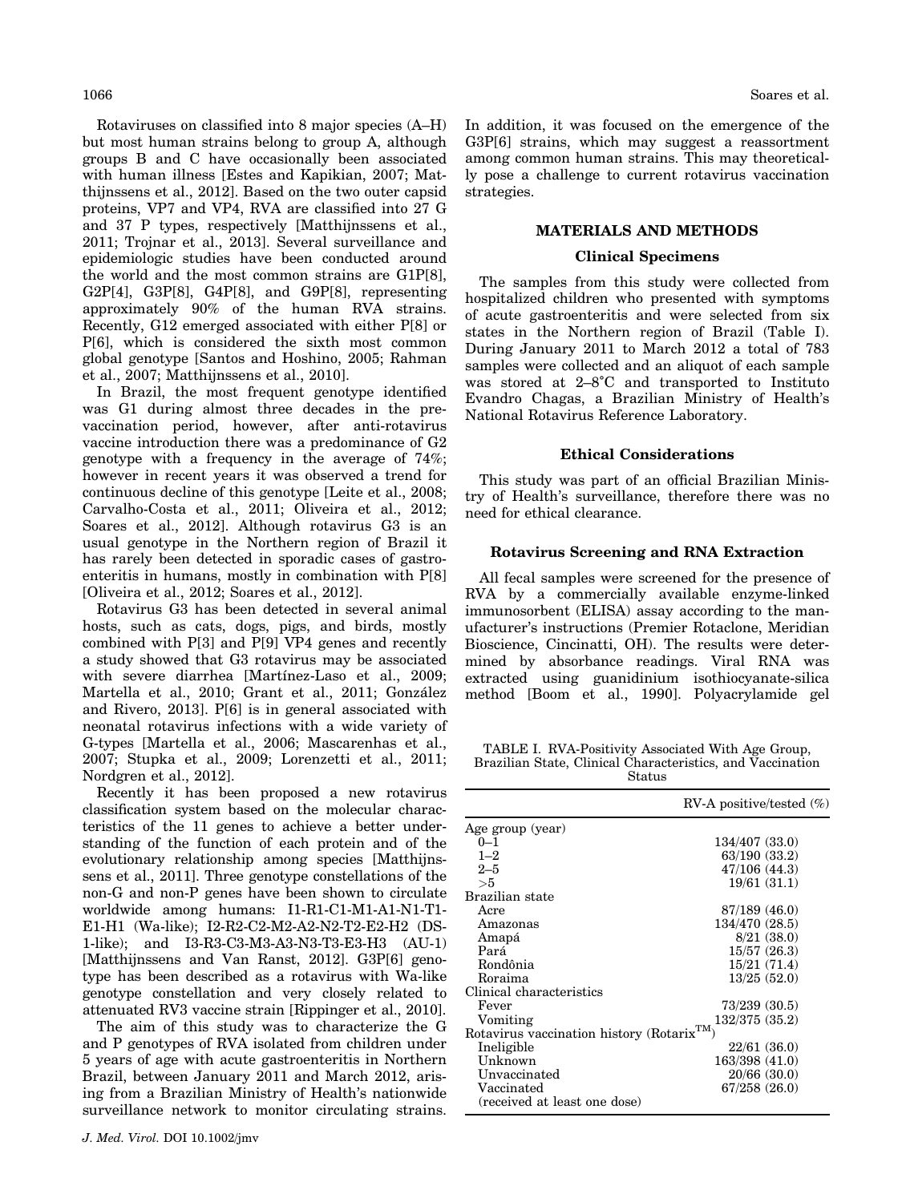Rotaviruses on classified into 8 major species (A–H) but most human strains belong to group A, although groups B and C have occasionally been associated with human illness [Estes and Kapikian, 2007; Matthijnssens et al., 2012]. Based on the two outer capsid proteins, VP7 and VP4, RVA are classified into 27 G and 37 P types, respectively [Matthijnssens et al., 2011; Trojnar et al., 2013]. Several surveillance and epidemiologic studies have been conducted around the world and the most common strains are G1P[8], G2P[4], G3P[8], G4P[8], and G9P[8], representing approximately 90% of the human RVA strains. Recently, G12 emerged associated with either P[8] or P[6], which is considered the sixth most common global genotype [Santos and Hoshino, 2005; Rahman et al., 2007; Matthijnssens et al., 2010].

In Brazil, the most frequent genotype identified was G1 during almost three decades in the prevaccination period, however, after anti-rotavirus vaccine introduction there was a predominance of G2 genotype with a frequency in the average of 74%; however in recent years it was observed a trend for continuous decline of this genotype [Leite et al., 2008; Carvalho-Costa et al., 2011; Oliveira et al., 2012; Soares et al., 2012]. Although rotavirus G3 is an usual genotype in the Northern region of Brazil it has rarely been detected in sporadic cases of gastroenteritis in humans, mostly in combination with P[8] [Oliveira et al., 2012; Soares et al., 2012].

Rotavirus G3 has been detected in several animal hosts, such as cats, dogs, pigs, and birds, mostly combined with P[3] and P[9] VP4 genes and recently a study showed that G3 rotavirus may be associated with severe diarrhea [Martínez-Laso et al., 2009; Martella et al., 2010; Grant et al., 2011; González and Rivero, 2013]. P[6] is in general associated with neonatal rotavirus infections with a wide variety of G-types [Martella et al., 2006; Mascarenhas et al., 2007; Stupka et al., 2009; Lorenzetti et al., 2011; Nordgren et al., 2012].

Recently it has been proposed a new rotavirus classification system based on the molecular characteristics of the 11 genes to achieve a better understanding of the function of each protein and of the evolutionary relationship among species [Matthijnssens et al., 2011]. Three genotype constellations of the non-G and non-P genes have been shown to circulate worldwide among humans: I1-R1-C1-M1-A1-N1-T1-E1-H1 (Wa-like); I2-R2-C2-M2-A2-N2-T2-E2-H2 (DS-1-like); and I3-R3-C3-M3-A3-N3-T3-E3-H3 (AU-1) [Matthijnssens and Van Ranst, 2012]. G3P[6] genotype has been described as a rotavirus with Wa-like genotype constellation and very closely related to attenuated RV3 vaccine strain [Rippinger et al., 2010].

The aim of this study was to characterize the G and P genotypes of RVA isolated from children under 5 years of age with acute gastroenteritis in Northern Brazil, between January 2011 and March 2012, arising from a Brazilian Ministry of Health's nationwide surveillance network to monitor circulating strains. In addition, it was focused on the emergence of the G3P[6] strains, which may suggest a reassortment among common human strains. This may theoretically pose a challenge to current rotavirus vaccination strategies.

## MATERIALS AND METHODS

### Clinical Specimens

The samples from this study were collected from hospitalized children who presented with symptoms of acute gastroenteritis and were selected from six states in the Northern region of Brazil (Table I). During January 2011 to March 2012 a total of 783 samples were collected and an aliquot of each sample was stored at 2–8°C and transported to Instituto Evandro Chagas, a Brazilian Ministry of Health's National Rotavirus Reference Laboratory.

### Ethical Considerations

This study was part of an official Brazilian Ministry of Health's surveillance, therefore there was no need for ethical clearance.

### Rotavirus Screening and RNA Extraction

All fecal samples were screened for the presence of RVA by a commercially available enzyme-linked immunosorbent (ELISA) assay according to the manufacturer's instructions (Premier Rotaclone, Meridian Bioscience, Cincinatti, OH). The results were determined by absorbance readings. Viral RNA was extracted using guanidinium isothiocyanate-silica method [Boom et al., 1990]. Polyacrylamide gel

TABLE I. RVA-Positivity Associated With Age Group, Brazilian State, Clinical Characteristics, and Vaccination Status

| | RV-A positive/tested (%) |
|---|---|
| Age group (year) | |
| 0–1 | 134/407 (33.0) |
| 1–2 | 63/190 (33.2) |
| 2–5 | 47/106 (44.3) |
| >5 | 19/61 (31.1) |
| Brazilian state | |
| Acre | 87/189 (46.0) |
| Amazonas | 134/470 (28.5) |
| Amapá | 8/21 (38.0) |
| Pará | 15/57 (26.3) |
| Rondônia | 15/21 (71.4) |
| Roraima | 13/25 (52.0) |
| Clinical characteristics | |
| Fever | 73/239 (30.5) |
| Vomiting | 132/375 (35.2) |
| Rotavirus vaccination history (Rotarix™) | |
| Ineligible | 22/61 (36.0) |
| Unknown | 163/398 (41.0) |
| Unvaccinated | 20/66 (30.0) |
| Vaccinated (received at least one dose) | 67/258 (26.0) |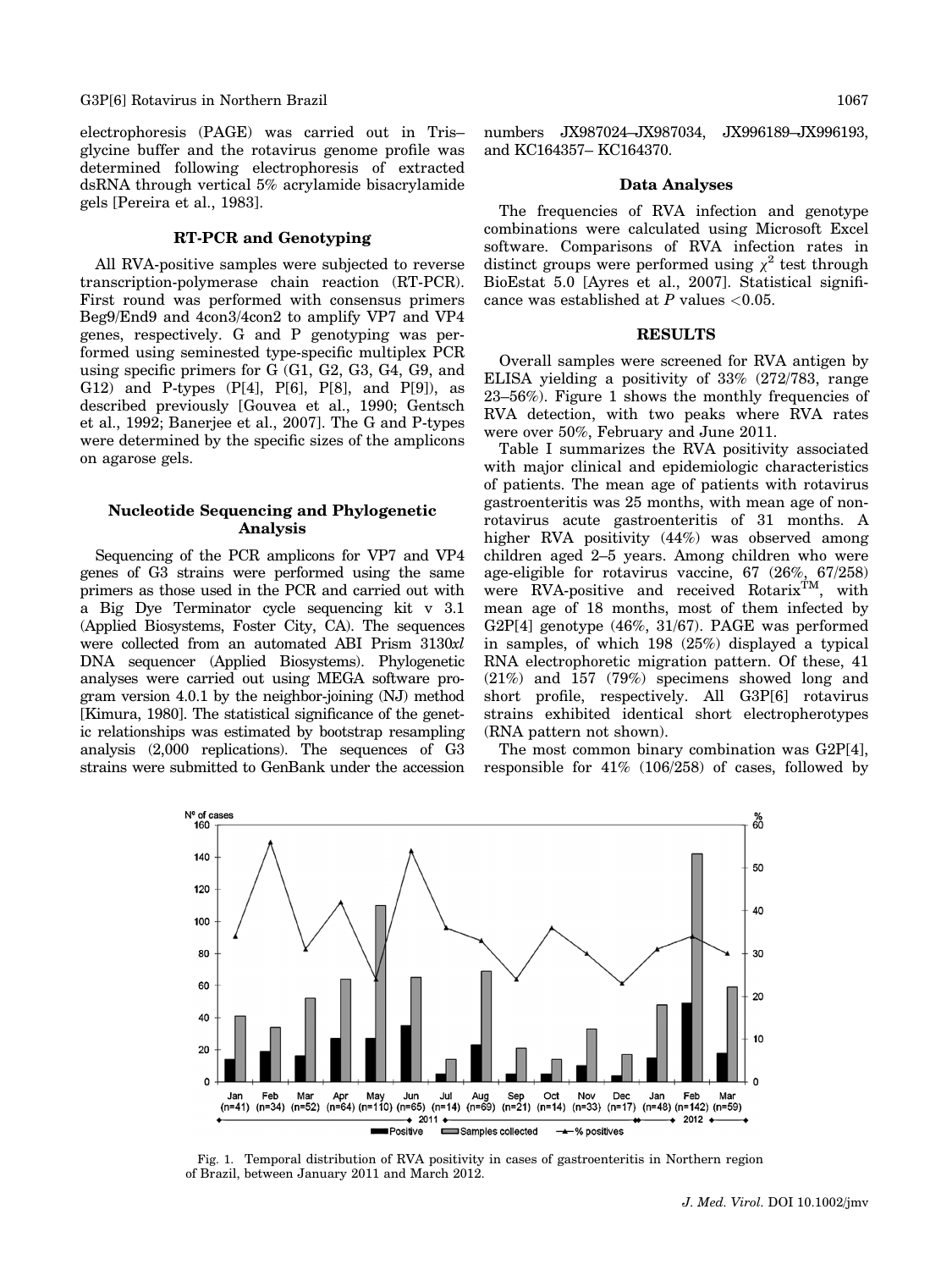electrophoresis (PAGE) was carried out in Tris–glycine buffer and the rotavirus genome profile was determined following electrophoresis of extracted dsRNA through vertical 5% acrylamide bisacrylamide gels [Pereira et al., 1983].

## RT-PCR and Genotyping

All RVA-positive samples were subjected to reverse transcription-polymerase chain reaction (RT-PCR). First round was performed with consensus primers Beg9/End9 and 4con3/4con2 to amplify VP7 and VP4 genes, respectively. G and P genotyping was performed using seminested type-specific multiplex PCR using specific primers for G (G1, G2, G3, G4, G9, and G12) and P-types (P[4], P[6], P[8], and P[9]), as described previously [Gouvea et al., 1990; Gentsch et al., 1992; Banerjee et al., 2007]. The G and P-types were determined by the specific sizes of the amplicons on agarose gels.

## Nucleotide Sequencing and Phylogenetic Analysis

Sequencing of the PCR amplicons for VP7 and VP4 genes of G3 strains were performed using the same primers as those used in the PCR and carried out with a Big Dye Terminator cycle sequencing kit v 3.1 (Applied Biosystems, Foster City, CA). The sequences were collected from an automated ABI Prism 3130*xl* DNA sequencer (Applied Biosystems). Phylogenetic analyses were carried out using MEGA software program version 4.0.1 by the neighbor-joining (NJ) method [Kimura, 1980]. The statistical significance of the genetic relationships was estimated by bootstrap resampling analysis (2,000 replications). The sequences of G3 strains were submitted to GenBank under the accession numbers JX987024–JX987034, JX996189–JX996193, and KC164357– KC164370.

## Data Analyses

The frequencies of RVA infection and genotype combinations were calculated using Microsoft Excel software. Comparisons of RVA infection rates in distinct groups were performed using $\chi^2$ test through BioEstat 5.0 [Ayres et al., 2007]. Statistical significance was established at $P$ values $<0.05$.

## RESULTS

Overall samples were screened for RVA antigen by ELISA yielding a positivity of 33% (272/783, range 23–56%). Figure 1 shows the monthly frequencies of RVA detection, with two peaks where RVA rates were over 50%, February and June 2011.

Table I summarizes the RVA positivity associated with major clinical and epidemiologic characteristics of patients. The mean age of patients with rotavirus gastroenteritis was 25 months, with mean age of non-rotavirus acute gastroenteritis of 31 months. A higher RVA positivity (44%) was observed among children aged 2–5 years. Among children who were age-eligible for rotavirus vaccine, 67 (26%, 67/258) were RVA-positive and received Rotarix™, with mean age of 18 months, most of them infected by G2P[4] genotype (46%, 31/67). PAGE was performed in samples, of which 198 (25%) displayed a typical RNA electrophoretic migration pattern. Of these, 41 (21%) and 157 (79%) specimens showed long and short profile, respectively. All G3P[6] rotavirus strains exhibited identical short electropherotypes (RNA pattern not shown).

The most common binary combination was G2P[4], responsible for 41% (106/258) of cases, followed by

Fig. 1. Temporal distribution of RVA positivity in cases of gastroenteritis in Northern region of Brazil, between January 2011 and March 2012.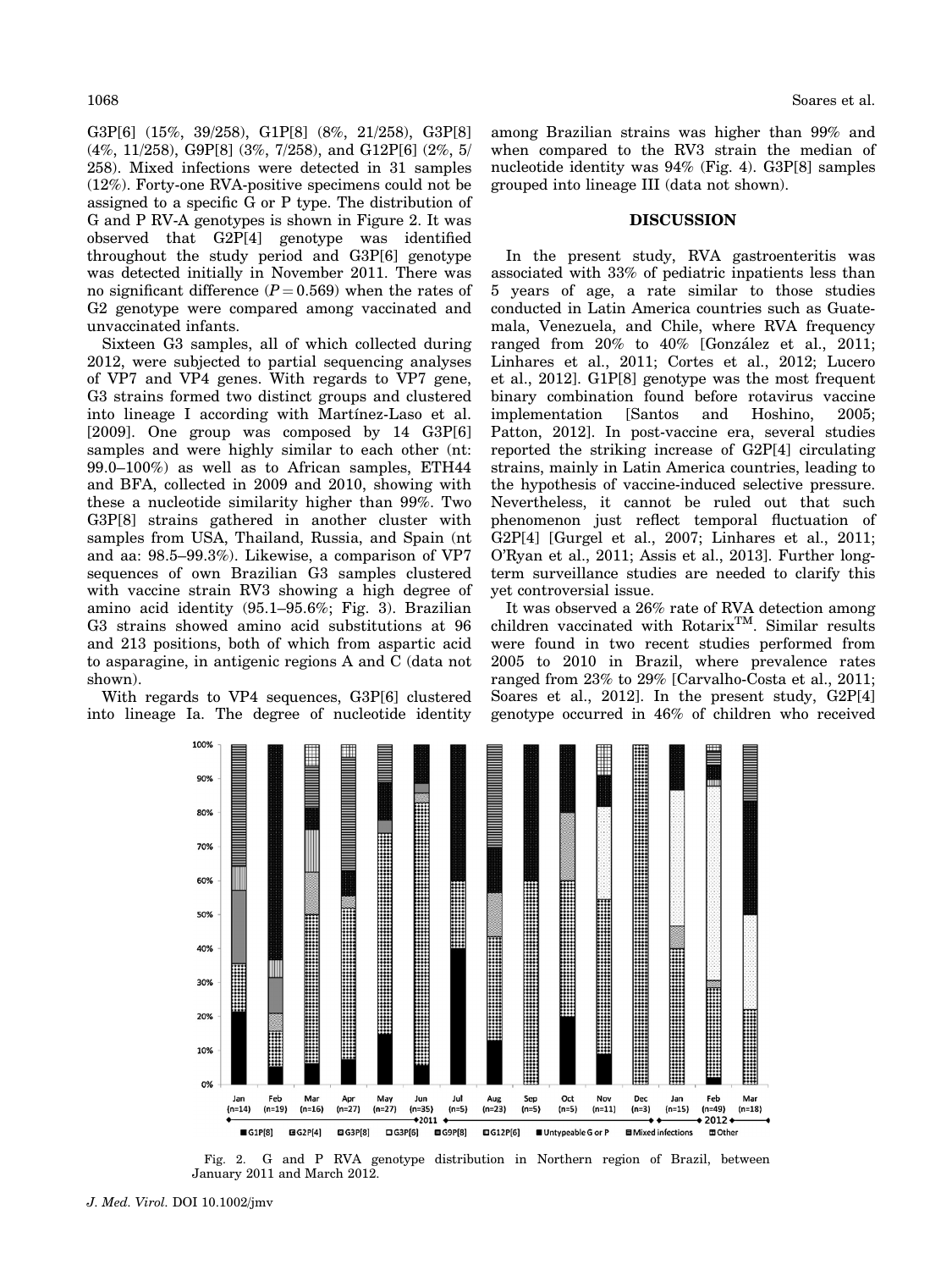G3P[6] (15%, 39/258), G1P[8] (8%, 21/258), G3P[8] (4%, 11/258), G9P[8] (3%, 7/258), and G12P[6] (2%, 5/258). Mixed infections were detected in 31 samples (12%). Forty-one RVA-positive specimens could not be assigned to a specific G or P type. The distribution of G and P RV-A genotypes is shown in Figure 2. It was observed that G2P[4] genotype was identified throughout the study period and G3P[6] genotype was detected initially in November 2011. There was no significant difference ($P = 0.569$) when the rates of G2 genotype were compared among vaccinated and unvaccinated infants.

Sixteen G3 samples, all of which collected during 2012, were subjected to partial sequencing analyses of VP7 and VP4 genes. With regards to VP7 gene, G3 strains formed two distinct groups and clustered into lineage I according with Martínez-Laso et al. [2009]. One group was composed by 14 G3P[6] samples and were highly similar to each other (nt: 99.0–100%) as well as to African samples, ETH44 and BFA, collected in 2009 and 2010, showing with these a nucleotide similarity higher than 99%. Two G3P[8] strains gathered in another cluster with samples from USA, Thailand, Russia, and Spain (nt and aa: 98.5–99.3%). Likewise, a comparison of VP7 sequences of own Brazilian G3 samples clustered with vaccine strain RV3 showing a high degree of amino acid identity (95.1–95.6%; Fig. 3). Brazilian G3 strains showed amino acid substitutions at 96 and 213 positions, both of which from aspartic acid to asparagine, in antigenic regions A and C (data not shown).

With regards to VP4 sequences, G3P[6] clustered into lineage Ia. The degree of nucleotide identity among Brazilian strains was higher than 99% and when compared to the RV3 strain the median of nucleotide identity was 94% (Fig. 4). G3P[8] samples grouped into lineage III (data not shown).

## DISCUSSION

In the present study, RVA gastroenteritis was associated with 33% of pediatric inpatients less than 5 years of age, a rate similar to those studies conducted in Latin America countries such as Guatemala, Venezuela, and Chile, where RVA frequency ranged from 20% to 40% [González et al., 2011; Linhares et al., 2011; Cortes et al., 2012; Lucero et al., 2012]. G1P[8] genotype was the most frequent binary combination found before rotavirus vaccine implementation [Santos and Hoshino, 2005; Patton, 2012]. In post-vaccine era, several studies reported the striking increase of G2P[4] circulating strains, mainly in Latin America countries, leading to the hypothesis of vaccine-induced selective pressure. Nevertheless, it cannot be ruled out that such phenomenon just reflect temporal fluctuation of G2P[4] [Gurgel et al., 2007; Linhares et al., 2011; O'Ryan et al., 2011; Assis et al., 2013]. Further long-term surveillance studies are needed to clarify this yet controversial issue.

It was observed a 26% rate of RVA detection among children vaccinated with Rotarix™. Similar results were found in two recent studies performed from 2005 to 2010 in Brazil, where prevalence rates ranged from 23% to 29% [Carvalho-Costa et al., 2011; Soares et al., 2012]. In the present study, G2P[4] genotype occurred in 46% of children who received

Fig. 2. G and P RVA genotype distribution in Northern region of Brazil, between January 2011 and March 2012.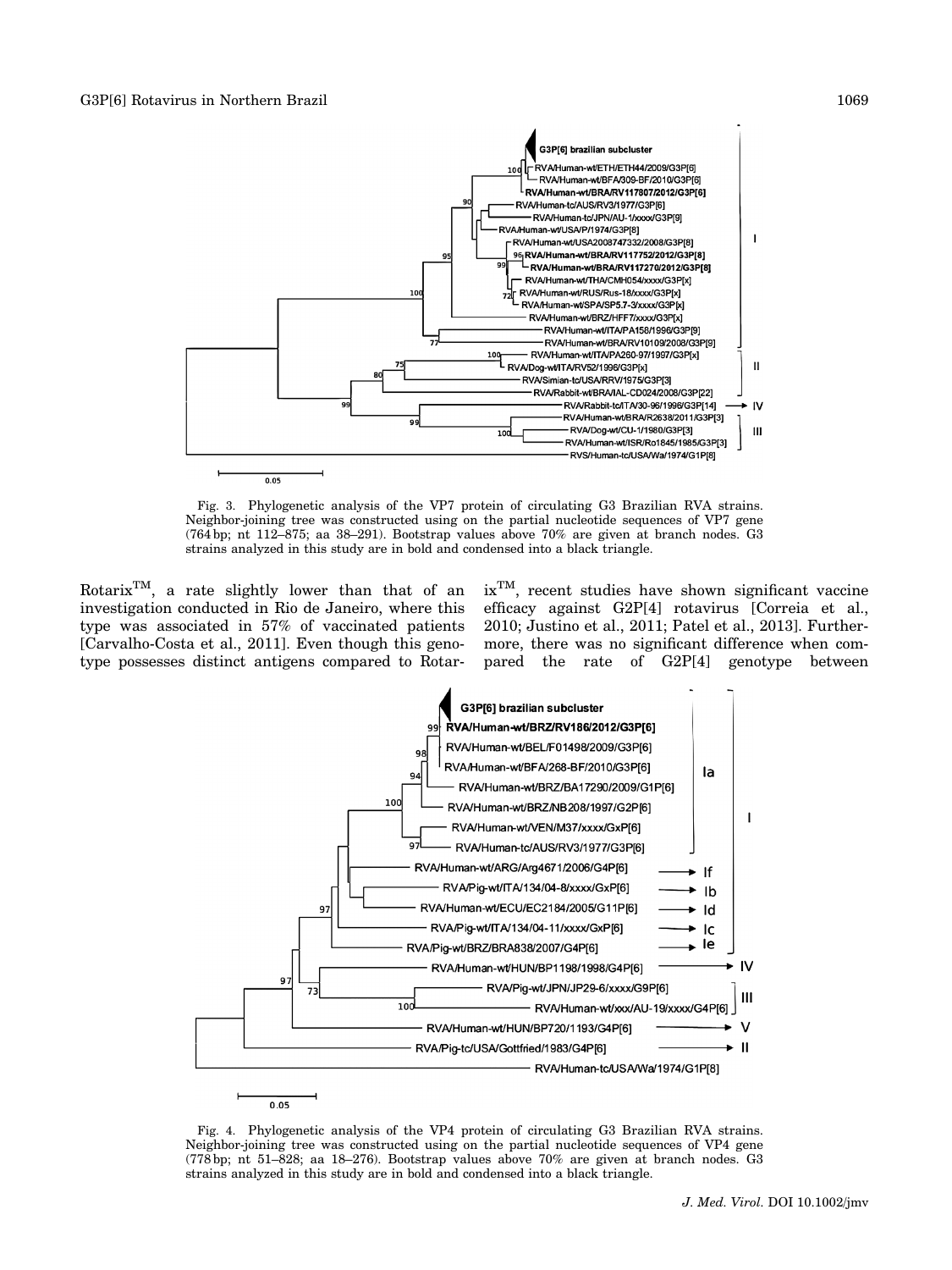Fig. 3. Phylogenetic analysis of the VP7 protein of circulating G3 Brazilian RVA strains. Neighbor-joining tree was constructed using on the partial nucleotide sequences of VP7 gene (764 bp; nt 112–875; aa 38–291). Bootstrap values above 70% are given at branch nodes. G3 strains analyzed in this study are in bold and condensed into a black triangle.

Rotarix™, a rate slightly lower than that of an investigation conducted in Rio de Janeiro, where this type was associated in 57% of vaccinated patients [Carvalho-Costa et al., 2011]. Even though this genotype possesses distinct antigens compared to Rotarix™, recent studies have shown significant vaccine efficacy against G2P[4] rotavirus [Correia et al., 2010; Justino et al., 2011; Patel et al., 2013]. Furthermore, there was no significant difference when compared the rate of G2P[4] genotype between

Fig. 4. Phylogenetic analysis of the VP4 protein of circulating G3 Brazilian RVA strains. Neighbor-joining tree was constructed using on the partial nucleotide sequences of VP4 gene (778 bp; nt 51–828; aa 18–276). Bootstrap values above 70% are given at branch nodes. G3 strains analyzed in this study are in bold and condensed into a black triangle.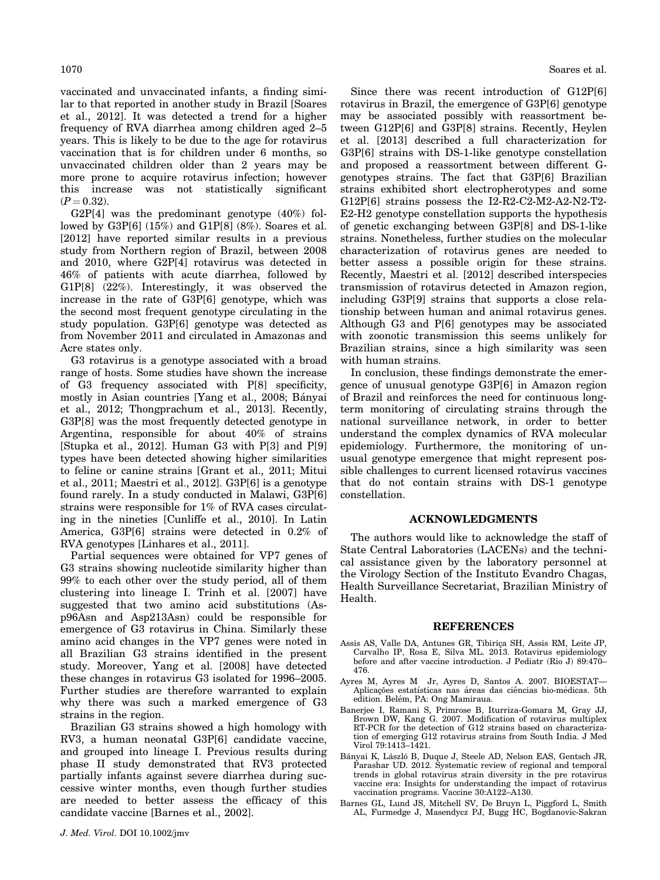vaccinated and unvaccinated infants, a finding similar to that reported in another study in Brazil [Soares et al., 2012]. It was detected a trend for a higher frequency of RVA diarrhea among children aged 2–5 years. This is likely to be due to the age for rotavirus vaccination that is for children under 6 months, so unvaccinated children older than 2 years may be more prone to acquire rotavirus infection; however this increase was not statistically significant ($P = 0.32$).

G2P[4] was the predominant genotype (40%) followed by G3P[6] (15%) and G1P[8] (8%). Soares et al. [2012] have reported similar results in a previous study from Northern region of Brazil, between 2008 and 2010, where G2P[4] rotavirus was detected in 46% of patients with acute diarrhea, followed by G1P[8] (22%). Interestingly, it was observed the increase in the rate of G3P[6] genotype, which was the second most frequent genotype circulating in the study population. G3P[6] genotype was detected as from November 2011 and circulated in Amazonas and Acre states only.

G3 rotavirus is a genotype associated with a broad range of hosts. Some studies have shown the increase of G3 frequency associated with P[8] specificity, mostly in Asian countries [Yang et al., 2008; Bányai et al., 2012; Thongprachum et al., 2013]. Recently, G3P[8] was the most frequently detected genotype in Argentina, responsible for about 40% of strains [Stupka et al., 2012]. Human G3 with P[3] and P[9] types have been detected showing higher similarities to feline or canine strains [Grant et al., 2011; Mitui et al., 2011; Maestri et al., 2012]. G3P[6] is a genotype found rarely. In a study conducted in Malawi, G3P[6] strains were responsible for 1% of RVA cases circulating in the nineties [Cunliffe et al., 2010]. In Latin America, G3P[6] strains were detected in 0.2% of RVA genotypes [Linhares et al., 2011].

Partial sequences were obtained for VP7 genes of G3 strains showing nucleotide similarity higher than 99% to each other over the study period, all of them clustering into lineage I. Trinh et al. [2007] have suggested that two amino acid substitutions (Asp96Asn and Asp213Asn) could be responsible for emergence of G3 rotavirus in China. Similarly these amino acid changes in the VP7 genes were noted in all Brazilian G3 strains identified in the present study. Moreover, Yang et al. [2008] have detected these changes in rotavirus G3 isolated for 1996–2005. Further studies are therefore warranted to explain why there was such a marked emergence of G3 strains in the region.

Brazilian G3 strains showed a high homology with RV3, a human neonatal G3P[6] candidate vaccine, and grouped into lineage I. Previous results during phase II study demonstrated that RV3 protected partially infants against severe diarrhea during successive winter months, even though further studies are needed to better assess the efficacy of this candidate vaccine [Barnes et al., 2002].

Since there was recent introduction of G12P[6] rotavirus in Brazil, the emergence of G3P[6] genotype may be associated possibly with reassortment between G12P[6] and G3P[8] strains. Recently, Heylen et al. [2013] described a full characterization for G3P[6] strains with DS-1-like genotype constellation and proposed a reassortment between different G-genotypes strains. The fact that G3P[6] Brazilian strains exhibited short electropherotypes and some G12P[6] strains possess the I2-R2-C2-M2-A2-N2-T2-E2-H2 genotype constellation supports the hypothesis of genetic exchanging between G3P[8] and DS-1-like strains. Nonetheless, further studies on the molecular characterization of rotavirus genes are needed to better assess a possible origin for these strains. Recently, Maestri et al. [2012] described interspecies transmission of rotavirus detected in Amazon region, including G3P[9] strains that supports a close relationship between human and animal rotavirus genes. Although G3 and P[6] genotypes may be associated with zoonotic transmission this seems unlikely for Brazilian strains, since a high similarity was seen with human strains.

In conclusion, these findings demonstrate the emergence of unusual genotype G3P[6] in Amazon region of Brazil and reinforces the need for continuous long-term monitoring of circulating strains through the national surveillance network, in order to better understand the complex dynamics of RVA molecular epidemiology. Furthermore, the monitoring of unusual genotype emergence that might represent possible challenges to current licensed rotavirus vaccines that do not contain strains with DS-1 genotype constellation.

## ACKNOWLEDGMENTS

The authors would like to acknowledge the staff of State Central Laboratories (LACENs) and the technical assistance given by the laboratory personnel at the Virology Section of the Instituto Evandro Chagas, Health Surveillance Secretariat, Brazilian Ministry of Health.

## REFERENCES

Assis AS, Valle DA, Antunes GR, Tibiriça SH, Assis RM, Leite JP, Carvalho IP, Rosa E, Silva ML. 2013. Rotavirus epidemiology before and after vaccine introduction. J Pediatr (Rio J) 89:470–476.

Ayres M, Ayres M Jr, Ayres D, Santos A. 2007. BIOESTAT—Aplicações estatísticas nas áreas das ciências bio-médicas. 5th edition. Belém, PA: Ong Mamiraua.

Banerjee I, Ramani S, Primrose B, Iturriza-Gomara M, Gray JJ, Brown DW, Kang G. 2007. Modification of rotavirus multiplex RT-PCR for the detection of G12 strains based on characterization of emerging G12 rotavirus strains from South India. J Med Virol 79:1413–1421.

Bányai K, László B, Duque J, Steele AD, Nelson EAS, Gentsch JR, Parashar UD. 2012. Systematic review of regional and temporal trends in global rotavirus strain diversity in the pre rotavirus vaccine era: Insights for understanding the impact of rotavirus vaccination programs. Vaccine 30:A122–A130.

Barnes GL, Lund JS, Mitchell SV, De Bruyn L, Piggford L, Smith AL, Furmedge J, Masendycz PJ, Bugg HC, Bogdanovic-Sakran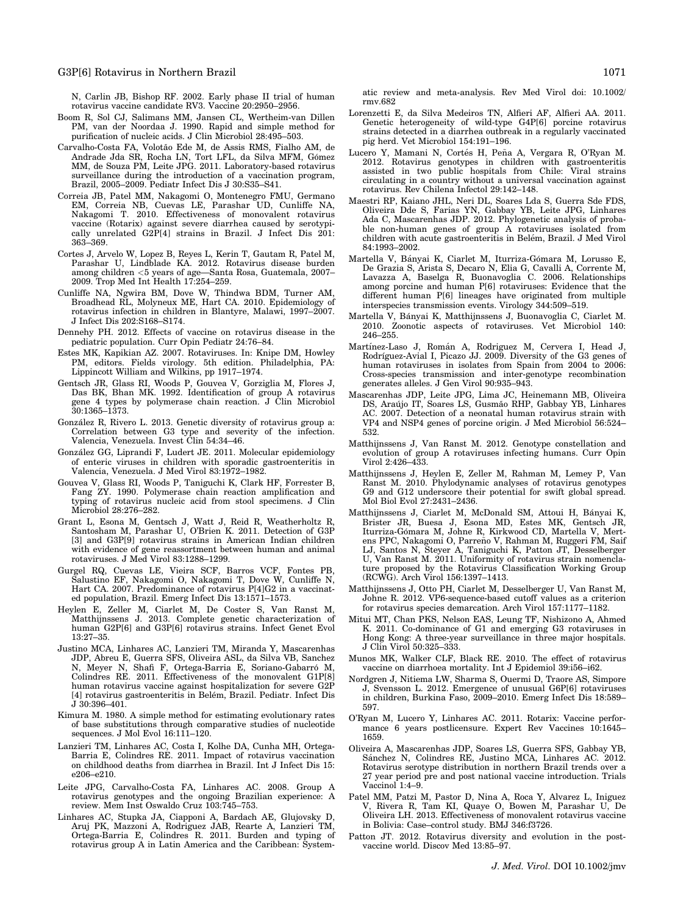N, Carlin JB, Bishop RF. 2002. Early phase II trial of human rotavirus vaccine candidate RV3. Vaccine 20:2950–2956.

Boom R, Sol CJ, Salimans MM, Jansen CL, Wertheim-van Dillen PM, van der Noordaa J. 1990. Rapid and simple method for purification of nucleic acids. J Clin Microbiol 28:495–503.

Carvalho-Costa FA, Volotão Ede M, de Assis RMS, Fialho AM, de Andrade Jda SR, Rocha LN, Tort LFL, da Silva MFM, Gómez MM, de Souza PM, Leite JPG. 2011. Laboratory-based rotavirus surveillance during the introduction of a vaccination program, Brazil, 2005–2009. Pediatr Infect Dis J 30:S35–S41.

Correia JB, Patel MM, Nakagomi O, Montenegro FMU, Germano EM, Correia NB, Cuevas LE, Parashar UD, Cunliffe NA, Nakagomi T. 2010. Effectiveness of monovalent rotavirus vaccine (Rotarix) against severe diarrhea caused by serotypically unrelated G2P[4] strains in Brazil. J Infect Dis 201: 363–369.

Cortes J, Arvelo W, Lopez B, Reyes L, Kerin T, Gautam R, Patel M, Parashar U, Lindblade KA. 2012. Rotavirus disease burden among children <5 years of age—Santa Rosa, Guatemala, 2007–2009. Trop Med Int Health 17:254–259.

Cunliffe NA, Ngwira BM, Dove W, Thindwa BDM, Turner AM, Broadhead RL, Molyneux ME, Hart CA. 2010. Epidemiology of rotavirus infection in children in Blantyre, Malawi, 1997–2007. J Infect Dis 202:S168–S174.

Dennehy PH. 2012. Effects of vaccine on rotavirus disease in the pediatric population. Curr Opin Pediatr 24:76–84.

Estes MK, Kapikian AZ. 2007. Rotaviruses. In: Knipe DM, Howley PM, editors. Fields virology. 5th edition. Philadelphia, PA: Lippincott William and Wilkins, pp 1917–1974.

Gentsch JR, Glass RI, Woods P, Gouvea V, Gorziglia M, Flores J, Das BK, Bhan MK. 1992. Identification of group A rotavirus gene 4 types by polymerase chain reaction. J Clin Microbiol 30:1365–1373.

González R, Rivero L. 2013. Genetic diversity of rotavirus group a: Correlation between G3 type and severity of the infection. Valencia, Venezuela. Invest Clin 54:34–46.

González GG, Liprandi F, Ludert JE. 2011. Molecular epidemiology of enteric viruses in children with sporadic gastroenteritis in Valencia, Venezuela. J Med Virol 83:1972–1982.

Gouvea V, Glass RI, Woods P, Taniguchi K, Clark HF, Forrester B, Fang ZY. 1990. Polymerase chain reaction amplification and typing of rotavirus nucleic acid from stool specimens. J Clin Microbiol 28:276–282.

Grant L, Esona M, Gentsch J, Watt J, Reid R, Weatherholtz R, Santosham M, Parashar U, O'Brien K. 2011. Detection of G3P [3] and G3P[9] rotavirus strains in American Indian children with evidence of gene reassortment between human and animal rotaviruses. J Med Virol 83:1288–1299.

Gurgel RQ, Cuevas LE, Vieira SCF, Barros VCF, Fontes PB, Salustino EF, Nakagomi O, Nakagomi T, Dove W, Cunliffe N, Hart CA. 2007. Predominance of rotavirus P[4]G2 in a vaccinated population, Brazil. Emerg Infect Dis 13:1571–1573.

Heylen E, Zeller M, Ciarlet M, De Coster S, Van Ranst M, Matthijnssens J. 2013. Complete genetic characterization of human G2P[6] and G3P[6] rotavirus strains. Infect Genet Evol 13:27–35.

Justino MCA, Linhares AC, Lanzieri TM, Miranda Y, Mascarenhas JDP, Abreu E, Guerra SFS, Oliveira ASL, da Silva VB, Sanchez N, Meyer N, Shafi F, Ortega-Barria E, Soriano-Gabarró M, Colindres RE. 2011. Effectiveness of the monovalent G1P[8] human rotavirus vaccine against hospitalization for severe G2P [4] rotavirus gastroenteritis in Belém, Brazil. Pediatr. Infect Dis J 30:396–401.

Kimura M. 1980. A simple method for estimating evolutionary rates of base substitutions through comparative studies of nucleotide sequences. J Mol Evol 16:111–120.

Lanzieri TM, Linhares AC, Costa I, Kolhe DA, Cunha MH, Ortega-Barria E, Colindres RE. 2011. Impact of rotavirus vaccination on childhood deaths from diarrhea in Brazil. Int J Infect Dis 15: e206–e210.

Leite JPG, Carvalho-Costa FA, Linhares AC. 2008. Group A rotavirus genotypes and the ongoing Brazilian experience: A review. Mem Inst Oswaldo Cruz 103:745–753.

Linhares AC, Stupka JA, Ciapponi A, Bardach AE, Glujovsky D, Aruj PK, Mazzoni A, Rodriguez JAB, Rearte A, Lanzieri TM, Ortega-Barria E, Colindres R. 2011. Burden and typing of rotavirus group A in Latin America and the Caribbean: Systematic review and meta-analysis. Rev Med Virol doi: 10.1002/rmv.682

Lorenzetti E, da Silva Medeiros TN, Alfieri AF, Alfieri AA. 2011. Genetic heterogeneity of wild-type G4P[6] porcine rotavirus strains detected in a diarrhea outbreak in a regularly vaccinated pig herd. Vet Microbiol 154:191–196.

Lucero Y, Mamani N, Cortés H, Peña A, Vergara R, O'Ryan M. 2012. Rotavirus genotypes in children with gastroenteritis assisted in two public hospitals from Chile: Viral strains circulating in a country without a universal vaccination against rotavirus. Rev Chilena Infectol 29:142–148.

Maestri RP, Kaiano JHL, Neri DL, Soares Lda S, Guerra Sde FDS, Oliveira Dde S, Farias YN, Gabbay YB, Leite JPG, Linhares Ada C, Mascarenhas JDP. 2012. Phylogenetic analysis of probable non-human genes of group A rotaviruses isolated from children with acute gastroenteritis in Belém, Brazil. J Med Virol 84:1993–2002.

Martella V, Bányai K, Ciarlet M, Iturriza-Gómara M, Lorusso E, De Grazia S, Arista S, Decaro N, Elia G, Cavalli A, Corrente M, Lavazza A, Baselga R, Buonavoglia C. 2006. Relationships among porcine and human P[6] rotaviruses: Evidence that the different human P[6] lineages have originated from multiple interspecies transmission events. Virology 344:509–519.

Martella V, Bányai K, Matthijnssens J, Buonavoglia C, Ciarlet M. 2010. Zoonotic aspects of rotaviruses. Vet Microbiol 140: 246–255.

Martínez-Laso J, Román A, Rodriguez M, Cervera I, Head J, Rodríguez-Avial I, Picazo JJ. 2009. Diversity of the G3 genes of human rotaviruses in isolates from Spain from 2004 to 2006: Cross-species transmission and inter-genotype recombination generates alleles. J Gen Virol 90:935–943.

Mascarenhas JDP, Leite JPG, Lima JC, Heinemann MB, Oliveira DS, Araújo IT, Soares LS, Gusmâo RHP, Gabbay YB, Linhares AC. 2007. Detection of a neonatal human rotavirus strain with VP4 and NSP4 genes of porcine origin. J Med Microbiol 56:524–532.

Matthijnssens J, Van Ranst M. 2012. Genotype constellation and evolution of group A rotaviruses infecting humans. Curr Opin Virol 2:426–433.

Matthijnssens J, Heylen E, Zeller M, Rahman M, Lemey P, Van Ranst M. 2010. Phylodynamic analyses of rotavirus genotypes G9 and G12 underscore their potential for swift global spread. Mol Biol Evol 27:2431–2436.

Matthijnssens J, Ciarlet M, McDonald SM, Attoui H, Bányai K, Brister JR, Buesa J, Esona MD, Estes MK, Gentsch JR, Iturriza-Gómara M, Johne R, Kirkwood CD, Martella V, Mertens PPC, Nakagomi O, Parreño V, Rahman M, Ruggeri FM, Saif LJ, Santos N, Steyer A, Taniguchi K, Patton JT, Desselberger U, Van Ranst M. 2011. Uniformity of rotavirus strain nomenclature proposed by the Rotavirus Classification Working Group (RCWG). Arch Virol 156:1397–1413.

Matthijnssens J, Otto PH, Ciarlet M, Desselberger U, Van Ranst M, Johne R. 2012. VP6-sequence-based cutoff values as a criterion for rotavirus species demarcation. Arch Virol 157:1177–1182.

Mitui MT, Chan PKS, Nelson EAS, Leung TF, Nishizono A, Ahmed K. 2011. Co-dominance of G1 and emerging G3 rotaviruses in Hong Kong: A three-year surveillance in three major hospitals. J Clin Virol 50:325–333.

Munos MK, Walker CLF, Black RE. 2010. The effect of rotavirus vaccine on diarrhoea mortality. Int J Epidemiol 39:i56–i62.

Nordgren J, Nitiema LW, Sharma S, Ouermi D, Traore AS, Simpore J, Svensson L. 2012. Emergence of unusual G6P[6] rotaviruses in children, Burkina Faso, 2009–2010. Emerg Infect Dis 18:589–597.

O'Ryan M, Lucero Y, Linhares AC. 2011. Rotarix: Vaccine performance 6 years postlicensure. Expert Rev Vaccines 10:1645–1659.

Oliveira A, Mascarenhas JDP, Soares LS, Guerra SFS, Gabbay YB, Sánchez N, Colindres RE, Justino MCA, Linhares AC. 2012. Rotavirus serotype distribution in northern Brazil trends over a 27 year period pre and post national vaccine introduction. Trials Vaccinol 1:4–9.

Patel MM, Patzi M, Pastor D, Nina A, Roca Y, Alvarez L, Iniguez V, Rivera R, Tam KI, Quaye O, Bowen M, Parashar U, De Oliveira LH. 2013. Effectiveness of monovalent rotavirus vaccine in Bolivia: Case–control study. BMJ 346:f3726.

Patton JT. 2012. Rotavirus diversity and evolution in the post-vaccine world. Discov Med 13:85–97.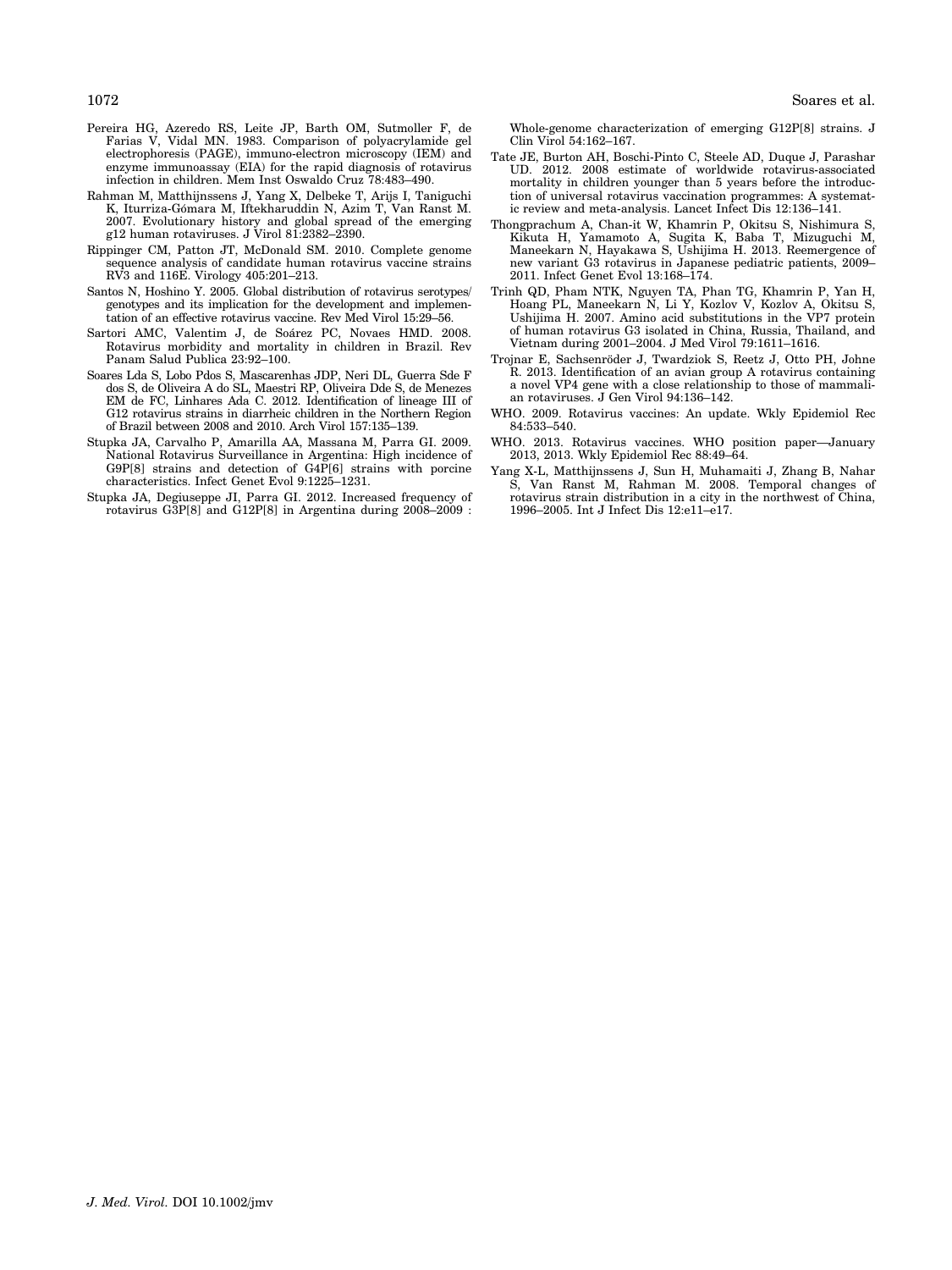Pereira HG, Azeredo RS, Leite JP, Barth OM, Sutmoller F, de Farias V, Vidal MN. 1983. Comparison of polyacrylamide gel electrophoresis (PAGE), immuno-electron microscopy (IEM) and enzyme immunoassay (EIA) for the rapid diagnosis of rotavirus infection in children. Mem Inst Oswaldo Cruz 78:483–490.

Rahman M, Matthijnssens J, Yang X, Delbeke T, Arijs I, Taniguchi K, Iturriza-Gómara M, Iftekharuddin N, Azim T, Van Ranst M. 2007. Evolutionary history and global spread of the emerging g12 human rotaviruses. J Virol 81:2382–2390.

Rippinger CM, Patton JT, McDonald SM. 2010. Complete genome sequence analysis of candidate human rotavirus vaccine strains RV3 and 116E. Virology 405:201–213.

Santos N, Hoshino Y. 2005. Global distribution of rotavirus serotypes/genotypes and its implication for the development and implementation of an effective rotavirus vaccine. Rev Med Virol 15:29–56.

Sartori AMC, Valentim J, de Soárez PC, Novaes HMD. 2008. Rotavirus morbidity and mortality in children in Brazil. Rev Panam Salud Publica 23:92–100.

Soares Lda S, Lobo Pdos S, Mascarenhas JDP, Neri DL, Guerra Sde F dos S, de Oliveira A do SL, Maestri RP, Oliveira Dde S, de Menezes EM de FC, Linhares Ada C. 2012. Identification of lineage III of G12 rotavirus strains in diarrheic children in the Northern Region of Brazil between 2008 and 2010. Arch Virol 157:135–139.

Stupka JA, Carvalho P, Amarilla AA, Massana M, Parra GI. 2009. National Rotavirus Surveillance in Argentina: High incidence of G9P[8] strains and detection of G4P[6] strains with porcine characteristics. Infect Genet Evol 9:1225–1231.

Stupka JA, Degiuseppe JI, Parra GI. 2012. Increased frequency of rotavirus G3P[8] and G12P[8] in Argentina during 2008–2009 : Whole-genome characterization of emerging G12P[8] strains. J Clin Virol 54:162–167.

Tate JE, Burton AH, Boschi-Pinto C, Steele AD, Duque J, Parashar UD. 2012. 2008 estimate of worldwide rotavirus-associated mortality in children younger than 5 years before the introduction of universal rotavirus vaccination programmes: A systematic review and meta-analysis. Lancet Infect Dis 12:136–141.

Thongprachum A, Chan-it W, Khamrin P, Okitsu S, Nishimura S, Kikuta H, Yamamoto A, Sugita K, Baba T, Mizuguchi M, Maneekarn N, Hayakawa S, Ushijima H. 2013. Reemergence of new variant G3 rotavirus in Japanese pediatric patients, 2009–2011. Infect Genet Evol 13:168–174.

Trinh QD, Pham NTK, Nguyen TA, Phan TG, Khamrin P, Yan H, Hoang PL, Maneekarn N, Li Y, Kozlov V, Kozlov A, Okitsu S, Ushijima H. 2007. Amino acid substitutions in the VP7 protein of human rotavirus G3 isolated in China, Russia, Thailand, and Vietnam during 2001–2004. J Med Virol 79:1611–1616.

Trojnar E, Sachsenröder J, Twardziok S, Reetz J, Otto PH, Johne R. 2013. Identification of an avian group A rotavirus containing a novel VP4 gene with a close relationship to those of mammalian rotaviruses. J Gen Virol 94:136–142.

WHO. 2009. Rotavirus vaccines: An update. Wkly Epidemiol Rec 84:533–540.

WHO. 2013. Rotavirus vaccines. WHO position paper—January 2013, 2013. Wkly Epidemiol Rec 88:49–64.

Yang X-L, Matthijnssens J, Sun H, Muhamaiti J, Zhang B, Nahar S, Van Ranst M, Rahman M. 2008. Temporal changes of rotavirus strain distribution in a city in the northwest of China, 1996–2005. Int J Infect Dis 12:e11–e17.